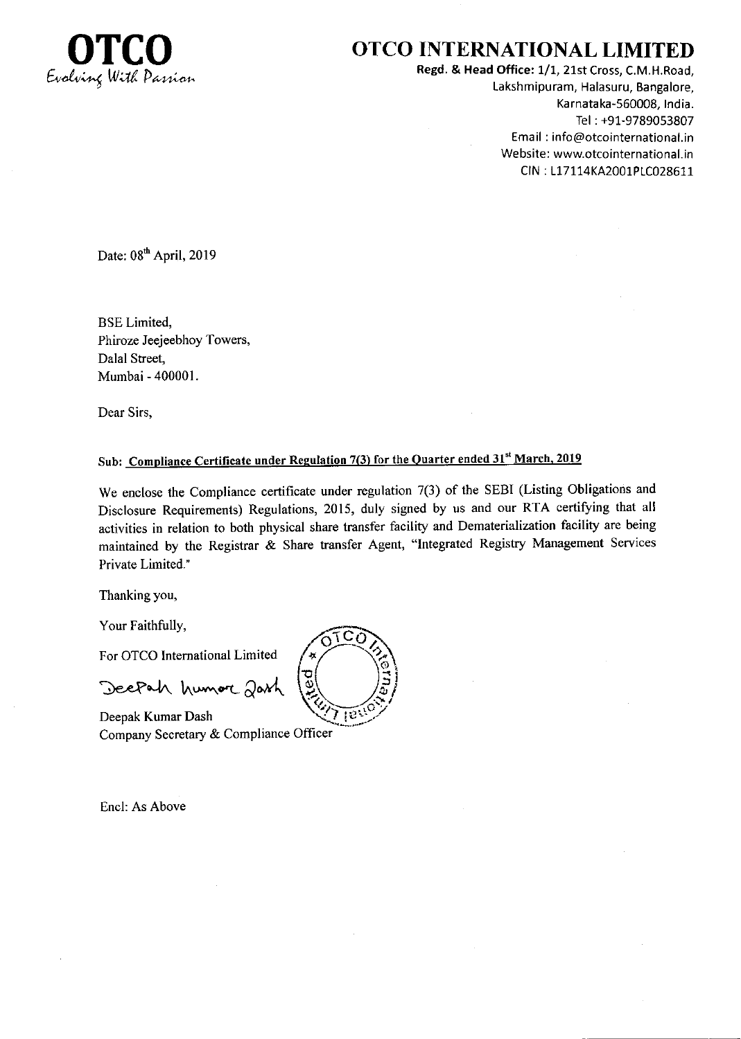**OTCO**
*Evolving With Passion*

# OTCO INTERNATIONAL LIMITED

**Regd. & Head Office:** 1/1, 21st Cross, C.M.H.Road,
Lakshmipuram, Halasuru, Bangalore,
Karnataka-560008, India.
Tel : +91-9789053807
Email : info@otcointernational.in
Website: www.otcointernational.in
CIN : L17114KA2001PLC028611

Date: 08th April, 2019

BSE Limited,
Phiroze Jeejeebhoy Towers,
Dalal Street,
Mumbai - 400001.

Dear Sirs,

**Sub: Compliance Certificate under Regulation 7(3) for the Quarter ended 31st March, 2019**

We enclose the Compliance certificate under regulation 7(3) of the SEBI (Listing Obligations and Disclosure Requirements) Regulations, 2015, duly signed by us and our RTA certifying that all activities in relation to both physical share transfer facility and Dematerialization facility are being maintained by the Registrar & Share transfer Agent, "Integrated Registry Management Services Private Limited."

Thanking you,

Your Faithfully,

For OTCO International Limited

Deepak Kumar Dash

Deepak Kumar Dash
Company Secretary & Compliance Officer

Encl: As Above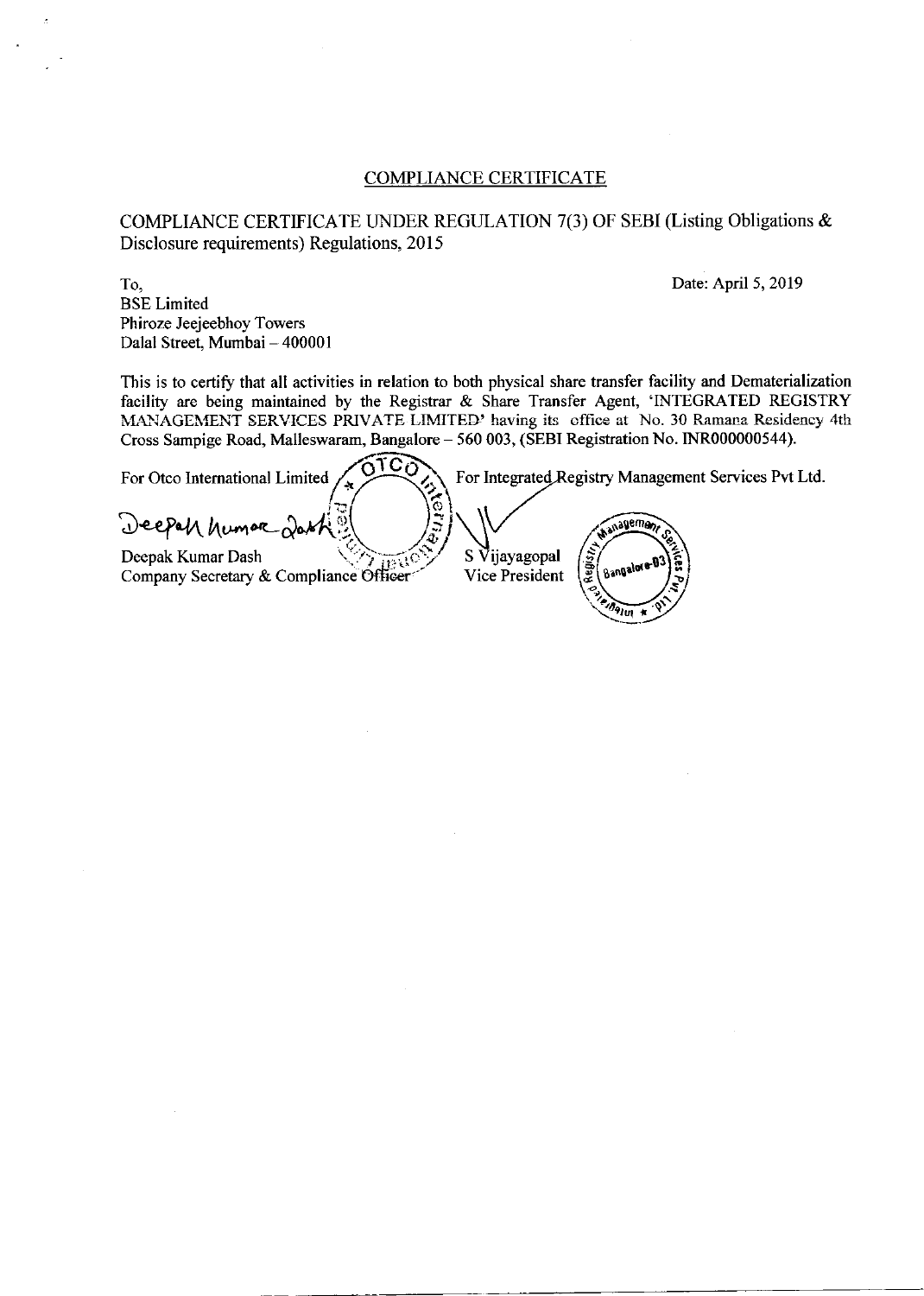# COMPLIANCE CERTIFICATE

COMPLIANCE CERTIFICATE UNDER REGULATION 7(3) OF SEBI (Listing Obligations & Disclosure requirements) Regulations, 2015

To,
BSE Limited
Phiroze Jeejeebhoy Towers
Dalal Street, Mumbai – 400001

Date: April 5, 2019

This is to certify that all activities in relation to both physical share transfer facility and Dematerialization facility are being maintained by the Registrar & Share Transfer Agent, 'INTEGRATED REGISTRY MANAGEMENT SERVICES PRIVATE LIMITED' having its office at No. 30 Ramana Residency 4th Cross Sampige Road, Malleswaram, Bangalore – 560 003, (SEBI Registration No. INR000000544).

For Otco International Limited

Deepak Kumar Dash
Company Secretary & Compliance Officer

For Integrated Registry Management Services Pvt Ltd.

S Vijayagopal
Vice President